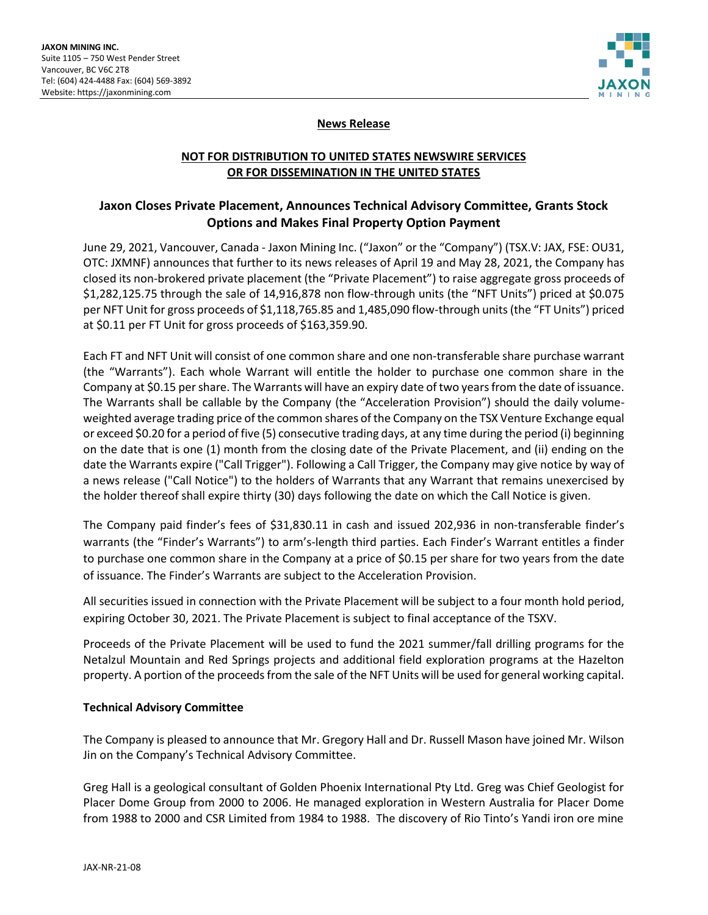**JAXON MINING INC.**
Suite 1105 – 750 West Pender Street
Vancouver, BC V6C 2T8
Tel: (604) 424-4488 Fax: (604) 569-3892
Website: https://jaxonmining.com

**News Release**

**NOT FOR DISTRIBUTION TO UNITED STATES NEWSWIRE SERVICES OR FOR DISSEMINATION IN THE UNITED STATES**

## Jaxon Closes Private Placement, Announces Technical Advisory Committee, Grants Stock Options and Makes Final Property Option Payment

June 29, 2021, Vancouver, Canada - Jaxon Mining Inc. ("Jaxon" or the "Company") (TSX.V: JAX, FSE: OU31, OTC: JXMNF) announces that further to its news releases of April 19 and May 28, 2021, the Company has closed its non-brokered private placement (the "Private Placement") to raise aggregate gross proceeds of $1,282,125.75 through the sale of 14,916,878 non flow-through units (the "NFT Units") priced at $0.075 per NFT Unit for gross proceeds of $1,118,765.85 and 1,485,090 flow-through units (the "FT Units") priced at $0.11 per FT Unit for gross proceeds of $163,359.90.

Each FT and NFT Unit will consist of one common share and one non-transferable share purchase warrant (the "Warrants"). Each whole Warrant will entitle the holder to purchase one common share in the Company at $0.15 per share. The Warrants will have an expiry date of two years from the date of issuance. The Warrants shall be callable by the Company (the "Acceleration Provision") should the daily volume-weighted average trading price of the common shares of the Company on the TSX Venture Exchange equal or exceed $0.20 for a period of five (5) consecutive trading days, at any time during the period (i) beginning on the date that is one (1) month from the closing date of the Private Placement, and (ii) ending on the date the Warrants expire ("Call Trigger"). Following a Call Trigger, the Company may give notice by way of a news release ("Call Notice") to the holders of Warrants that any Warrant that remains unexercised by the holder thereof shall expire thirty (30) days following the date on which the Call Notice is given.

The Company paid finder's fees of $31,830.11 in cash and issued 202,936 in non-transferable finder's warrants (the "Finder's Warrants") to arm's-length third parties. Each Finder's Warrant entitles a finder to purchase one common share in the Company at a price of $0.15 per share for two years from the date of issuance. The Finder's Warrants are subject to the Acceleration Provision.

All securities issued in connection with the Private Placement will be subject to a four month hold period, expiring October 30, 2021. The Private Placement is subject to final acceptance of the TSXV.

Proceeds of the Private Placement will be used to fund the 2021 summer/fall drilling programs for the Netalzul Mountain and Red Springs projects and additional field exploration programs at the Hazelton property. A portion of the proceeds from the sale of the NFT Units will be used for general working capital.

### Technical Advisory Committee

The Company is pleased to announce that Mr. Gregory Hall and Dr. Russell Mason have joined Mr. Wilson Jin on the Company's Technical Advisory Committee.

Greg Hall is a geological consultant of Golden Phoenix International Pty Ltd. Greg was Chief Geologist for Placer Dome Group from 2000 to 2006. He managed exploration in Western Australia for Placer Dome from 1988 to 2000 and CSR Limited from 1984 to 1988. The discovery of Rio Tinto's Yandi iron ore mine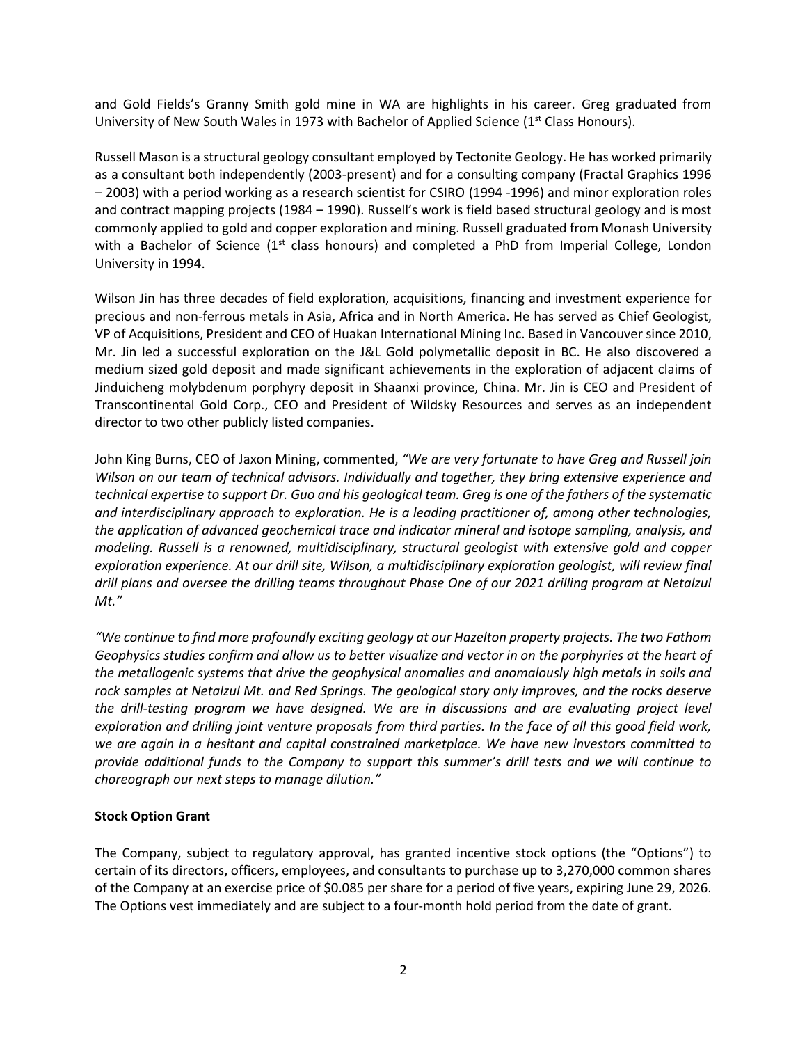and Gold Fields's Granny Smith gold mine in WA are highlights in his career. Greg graduated from University of New South Wales in 1973 with Bachelor of Applied Science (1st Class Honours).

Russell Mason is a structural geology consultant employed by Tectonite Geology. He has worked primarily as a consultant both independently (2003-present) and for a consulting company (Fractal Graphics 1996 – 2003) with a period working as a research scientist for CSIRO (1994 -1996) and minor exploration roles and contract mapping projects (1984 – 1990). Russell's work is field based structural geology and is most commonly applied to gold and copper exploration and mining. Russell graduated from Monash University with a Bachelor of Science (1st class honours) and completed a PhD from Imperial College, London University in 1994.

Wilson Jin has three decades of field exploration, acquisitions, financing and investment experience for precious and non-ferrous metals in Asia, Africa and in North America. He has served as Chief Geologist, VP of Acquisitions, President and CEO of Huakan International Mining Inc. Based in Vancouver since 2010, Mr. Jin led a successful exploration on the J&L Gold polymetallic deposit in BC. He also discovered a medium sized gold deposit and made significant achievements in the exploration of adjacent claims of Jinduicheng molybdenum porphyry deposit in Shaanxi province, China. Mr. Jin is CEO and President of Transcontinental Gold Corp., CEO and President of Wildsky Resources and serves as an independent director to two other publicly listed companies.

John King Burns, CEO of Jaxon Mining, commented, *"We are very fortunate to have Greg and Russell join Wilson on our team of technical advisors. Individually and together, they bring extensive experience and technical expertise to support Dr. Guo and his geological team. Greg is one of the fathers of the systematic and interdisciplinary approach to exploration. He is a leading practitioner of, among other technologies, the application of advanced geochemical trace and indicator mineral and isotope sampling, analysis, and modeling. Russell is a renowned, multidisciplinary, structural geologist with extensive gold and copper exploration experience. At our drill site, Wilson, a multidisciplinary exploration geologist, will review final drill plans and oversee the drilling teams throughout Phase One of our 2021 drilling program at Netalzul Mt."*

*"We continue to find more profoundly exciting geology at our Hazelton property projects. The two Fathom Geophysics studies confirm and allow us to better visualize and vector in on the porphyries at the heart of the metallogenic systems that drive the geophysical anomalies and anomalously high metals in soils and rock samples at Netalzul Mt. and Red Springs. The geological story only improves, and the rocks deserve the drill-testing program we have designed. We are in discussions and are evaluating project level exploration and drilling joint venture proposals from third parties. In the face of all this good field work, we are again in a hesitant and capital constrained marketplace. We have new investors committed to provide additional funds to the Company to support this summer's drill tests and we will continue to choreograph our next steps to manage dilution."*

**Stock Option Grant**

The Company, subject to regulatory approval, has granted incentive stock options (the "Options") to certain of its directors, officers, employees, and consultants to purchase up to 3,270,000 common shares of the Company at an exercise price of $0.085 per share for a period of five years, expiring June 29, 2026. The Options vest immediately and are subject to a four-month hold period from the date of grant.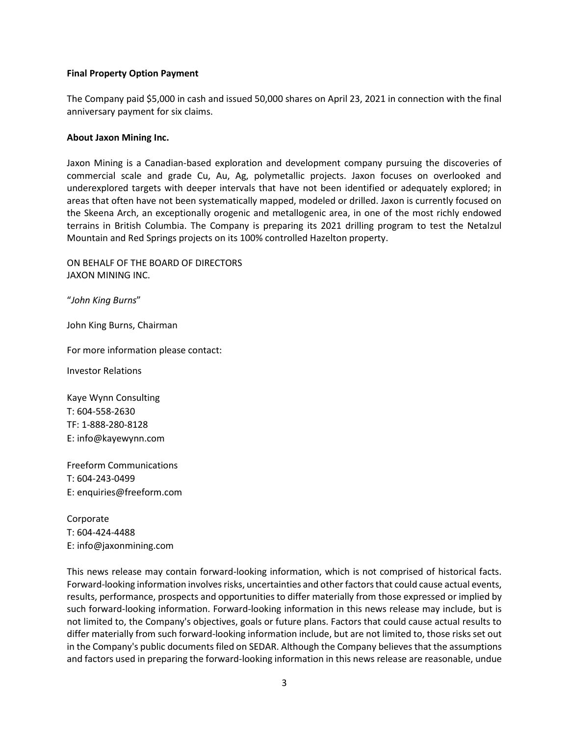**Final Property Option Payment**

The Company paid $5,000 in cash and issued 50,000 shares on April 23, 2021 in connection with the final anniversary payment for six claims.

**About Jaxon Mining Inc.**

Jaxon Mining is a Canadian-based exploration and development company pursuing the discoveries of commercial scale and grade Cu, Au, Ag, polymetallic projects. Jaxon focuses on overlooked and underexplored targets with deeper intervals that have not been identified or adequately explored; in areas that often have not been systematically mapped, modeled or drilled. Jaxon is currently focused on the Skeena Arch, an exceptionally orogenic and metallogenic area, in one of the most richly endowed terrains in British Columbia. The Company is preparing its 2021 drilling program to test the Netalzul Mountain and Red Springs projects on its 100% controlled Hazelton property.

ON BEHALF OF THE BOARD OF DIRECTORS
JAXON MINING INC.

"*John King Burns*"

John King Burns, Chairman

For more information please contact:

Investor Relations

Kaye Wynn Consulting
T: 604-558-2630
TF: 1-888-280-8128
E: info@kayewynn.com

Freeform Communications
T: 604-243-0499
E: enquiries@freeform.com

Corporate
T: 604-424-4488
E: info@jaxonmining.com

This news release may contain forward-looking information, which is not comprised of historical facts. Forward-looking information involves risks, uncertainties and other factors that could cause actual events, results, performance, prospects and opportunities to differ materially from those expressed or implied by such forward-looking information. Forward-looking information in this news release may include, but is not limited to, the Company's objectives, goals or future plans. Factors that could cause actual results to differ materially from such forward-looking information include, but are not limited to, those risks set out in the Company's public documents filed on SEDAR. Although the Company believes that the assumptions and factors used in preparing the forward-looking information in this news release are reasonable, undue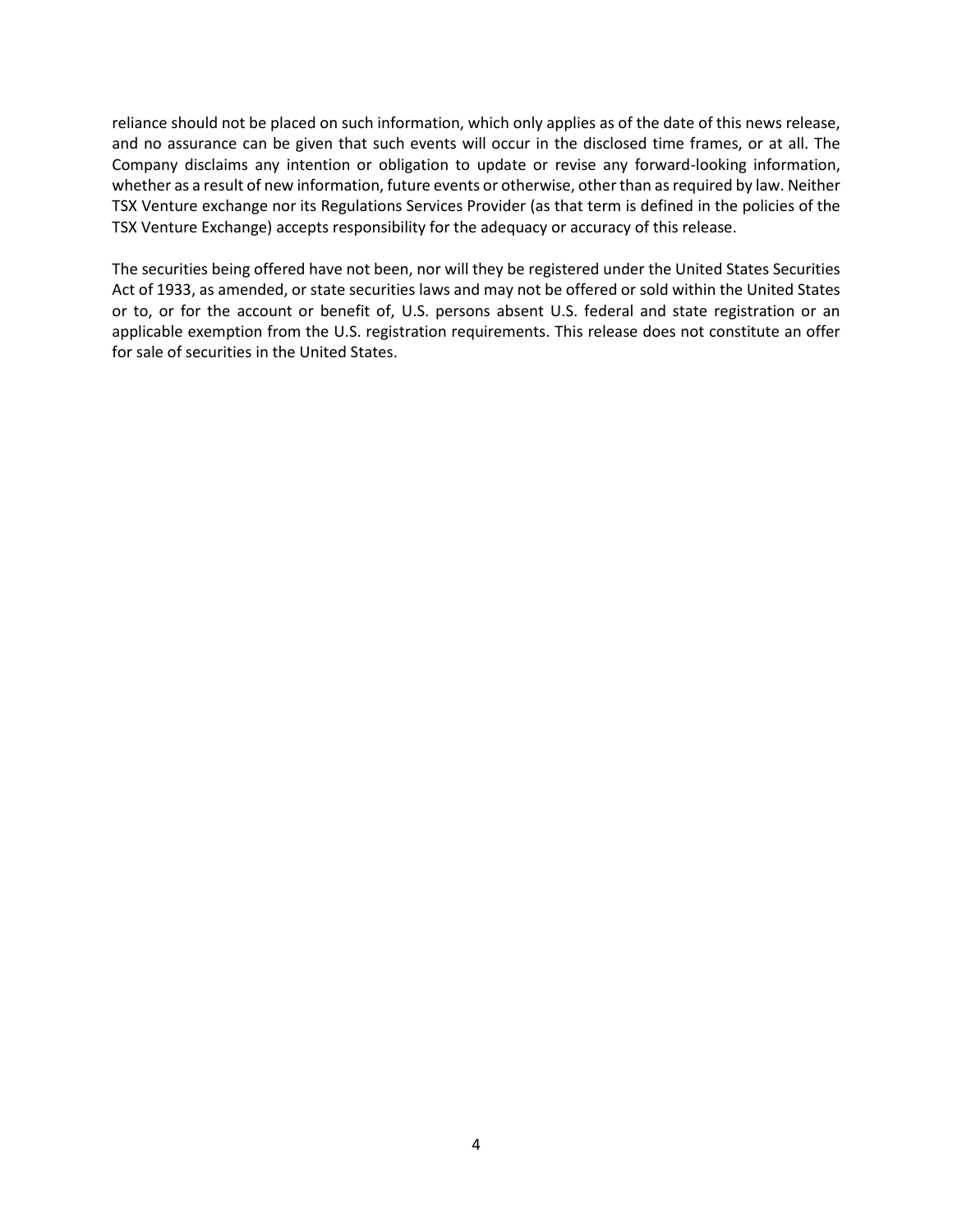reliance should not be placed on such information, which only applies as of the date of this news release, and no assurance can be given that such events will occur in the disclosed time frames, or at all. The Company disclaims any intention or obligation to update or revise any forward-looking information, whether as a result of new information, future events or otherwise, other than as required by law. Neither TSX Venture exchange nor its Regulations Services Provider (as that term is defined in the policies of the TSX Venture Exchange) accepts responsibility for the adequacy or accuracy of this release.

The securities being offered have not been, nor will they be registered under the United States Securities Act of 1933, as amended, or state securities laws and may not be offered or sold within the United States or to, or for the account or benefit of, U.S. persons absent U.S. federal and state registration or an applicable exemption from the U.S. registration requirements. This release does not constitute an offer for sale of securities in the United States.